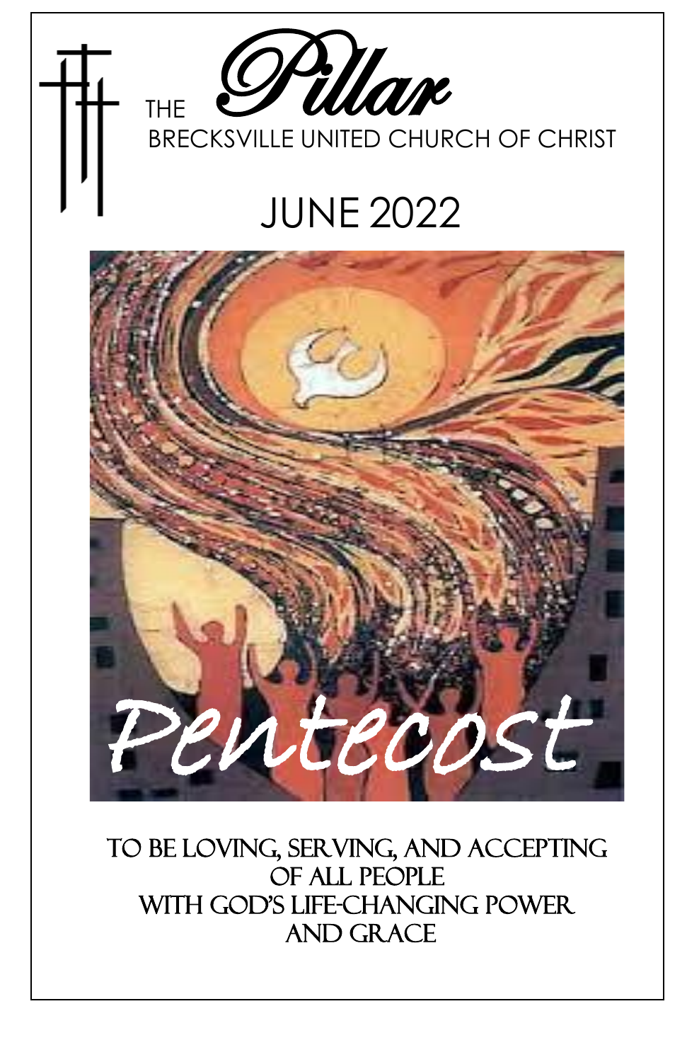# THE *Pillar*

## BRECKSVILLE UNITED CHURCH OF CHRIST

## JUNE 2022

*Pentecost*

TO BE LOVING, SERVING, AND ACCEPTING
OF ALL PEOPLE
WITH GOD'S LIFE-CHANGING POWER
AND GRACE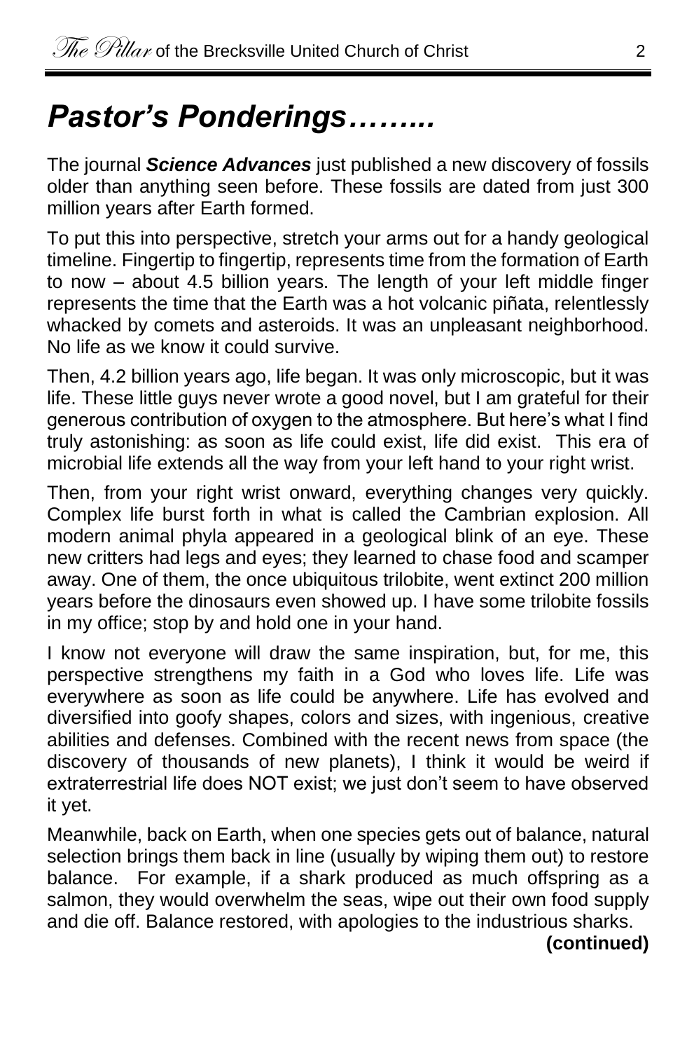# *Pastor's Ponderings……...*

The journal ***Science Advances*** just published a new discovery of fossils older than anything seen before. These fossils are dated from just 300 million years after Earth formed.

To put this into perspective, stretch your arms out for a handy geological timeline. Fingertip to fingertip, represents time from the formation of Earth to now – about 4.5 billion years. The length of your left middle finger represents the time that the Earth was a hot volcanic piñata, relentlessly whacked by comets and asteroids. It was an unpleasant neighborhood. No life as we know it could survive.

Then, 4.2 billion years ago, life began. It was only microscopic, but it was life. These little guys never wrote a good novel, but I am grateful for their generous contribution of oxygen to the atmosphere. But here's what I find truly astonishing: as soon as life could exist, life did exist. This era of microbial life extends all the way from your left hand to your right wrist.

Then, from your right wrist onward, everything changes very quickly. Complex life burst forth in what is called the Cambrian explosion. All modern animal phyla appeared in a geological blink of an eye. These new critters had legs and eyes; they learned to chase food and scamper away. One of them, the once ubiquitous trilobite, went extinct 200 million years before the dinosaurs even showed up. I have some trilobite fossils in my office; stop by and hold one in your hand.

I know not everyone will draw the same inspiration, but, for me, this perspective strengthens my faith in a God who loves life. Life was everywhere as soon as life could be anywhere. Life has evolved and diversified into goofy shapes, colors and sizes, with ingenious, creative abilities and defenses. Combined with the recent news from space (the discovery of thousands of new planets), I think it would be weird if extraterrestrial life does NOT exist; we just don't seem to have observed it yet.

Meanwhile, back on Earth, when one species gets out of balance, natural selection brings them back in line (usually by wiping them out) to restore balance. For example, if a shark produced as much offspring as a salmon, they would overwhelm the seas, wipe out their own food supply and die off. Balance restored, with apologies to the industrious sharks.

**(continued)**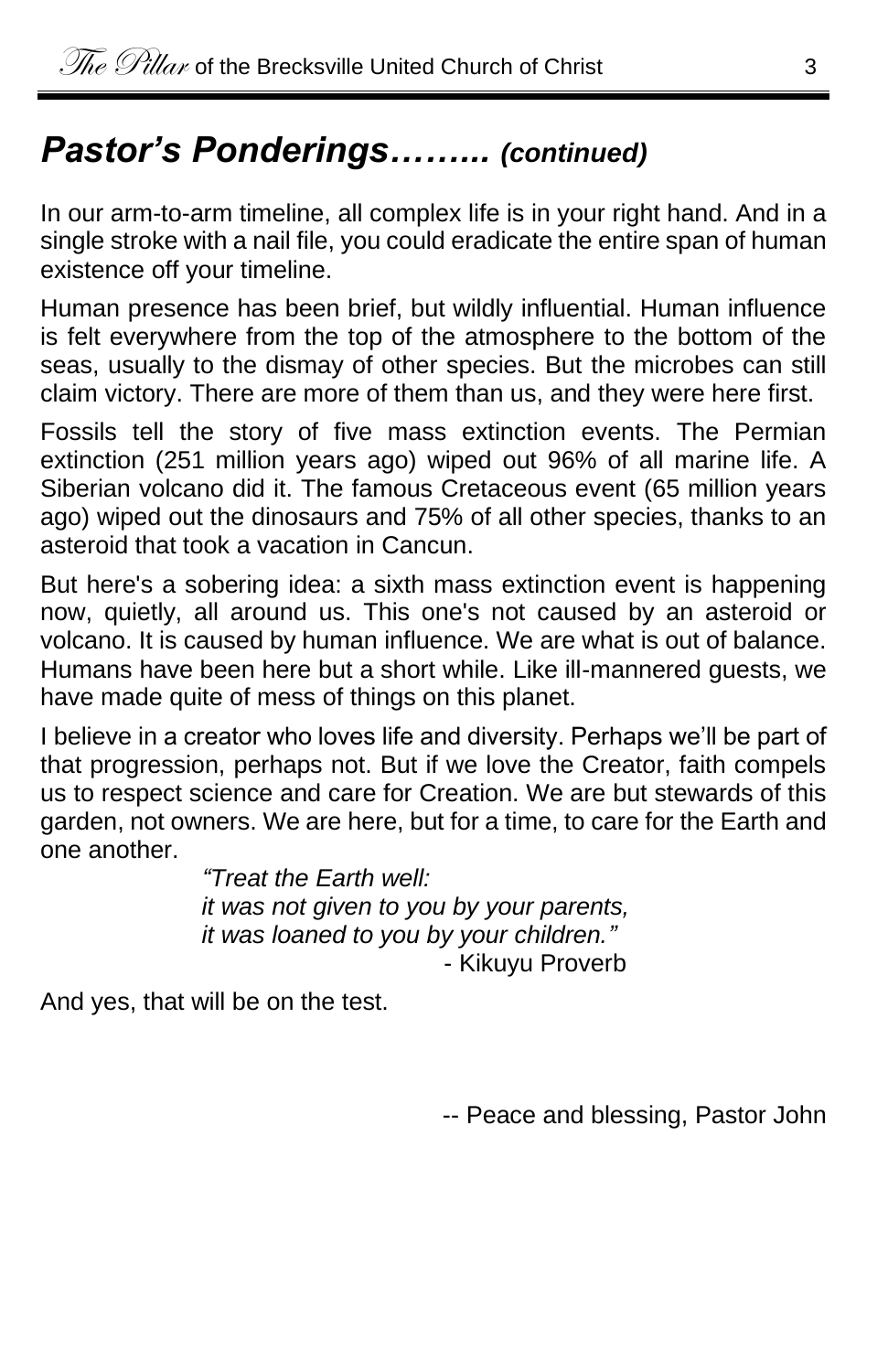## *Pastor's Ponderings……... (continued)*

In our arm-to-arm timeline, all complex life is in your right hand. And in a single stroke with a nail file, you could eradicate the entire span of human existence off your timeline.

Human presence has been brief, but wildly influential. Human influence is felt everywhere from the top of the atmosphere to the bottom of the seas, usually to the dismay of other species. But the microbes can still claim victory. There are more of them than us, and they were here first.

Fossils tell the story of five mass extinction events. The Permian extinction (251 million years ago) wiped out 96% of all marine life. A Siberian volcano did it. The famous Cretaceous event (65 million years ago) wiped out the dinosaurs and 75% of all other species, thanks to an asteroid that took a vacation in Cancun.

But here's a sobering idea: a sixth mass extinction event is happening now, quietly, all around us. This one's not caused by an asteroid or volcano. It is caused by human influence. We are what is out of balance. Humans have been here but a short while. Like ill-mannered guests, we have made quite of mess of things on this planet.

I believe in a creator who loves life and diversity. Perhaps we'll be part of that progression, perhaps not. But if we love the Creator, faith compels us to respect science and care for Creation. We are but stewards of this garden, not owners. We are here, but for a time, to care for the Earth and one another.

> *"Treat the Earth well:*
> *it was not given to you by your parents,*
> *it was loaned to you by your children."*
> - Kikuyu Proverb

And yes, that will be on the test.

-- Peace and blessing, Pastor John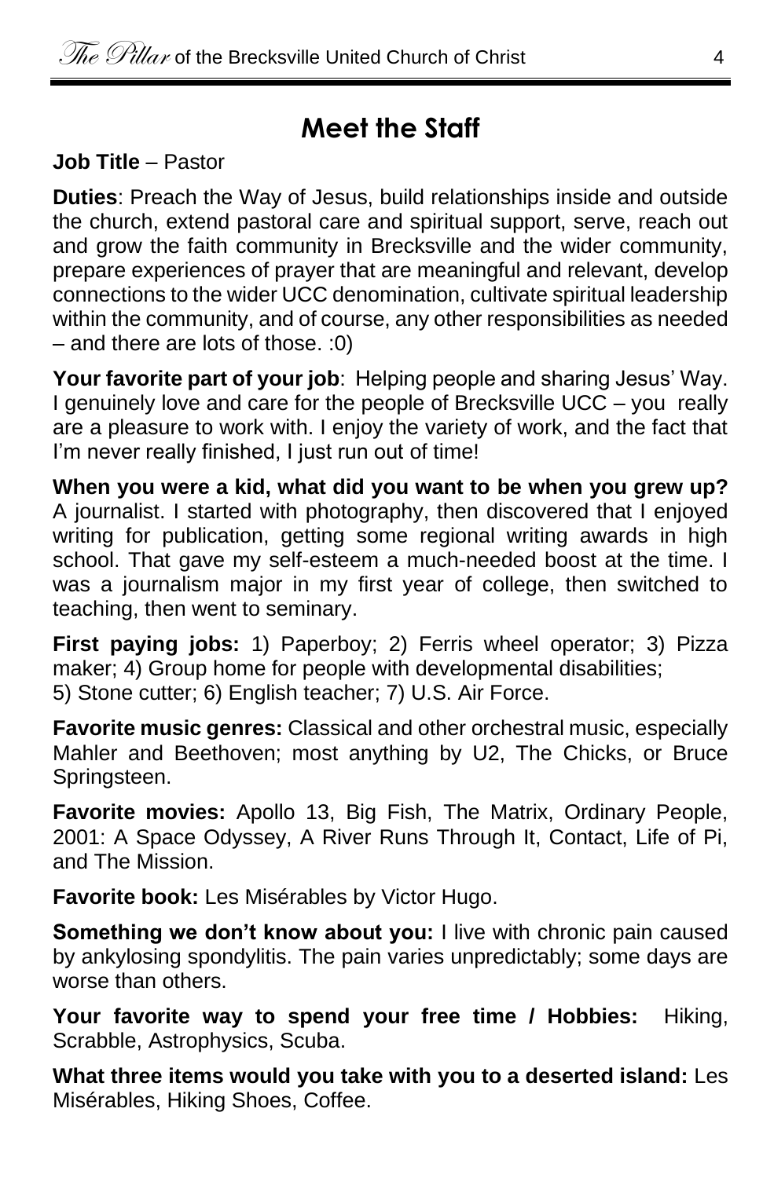## Meet the Staff

**Job Title** – Pastor

**Duties**: Preach the Way of Jesus, build relationships inside and outside the church, extend pastoral care and spiritual support, serve, reach out and grow the faith community in Brecksville and the wider community, prepare experiences of prayer that are meaningful and relevant, develop connections to the wider UCC denomination, cultivate spiritual leadership within the community, and of course, any other responsibilities as needed – and there are lots of those. :0)

**Your favorite part of your job**: Helping people and sharing Jesus' Way. I genuinely love and care for the people of Brecksville UCC – you really are a pleasure to work with. I enjoy the variety of work, and the fact that I'm never really finished, I just run out of time!

**When you were a kid, what did you want to be when you grew up?** A journalist. I started with photography, then discovered that I enjoyed writing for publication, getting some regional writing awards in high school. That gave my self-esteem a much-needed boost at the time. I was a journalism major in my first year of college, then switched to teaching, then went to seminary.

**First paying jobs:** 1) Paperboy; 2) Ferris wheel operator; 3) Pizza maker; 4) Group home for people with developmental disabilities; 5) Stone cutter; 6) English teacher; 7) U.S. Air Force.

**Favorite music genres:** Classical and other orchestral music, especially Mahler and Beethoven; most anything by U2, The Chicks, or Bruce Springsteen.

**Favorite movies:** Apollo 13, Big Fish, The Matrix, Ordinary People, 2001: A Space Odyssey, A River Runs Through It, Contact, Life of Pi, and The Mission.

**Favorite book:** Les Misérables by Victor Hugo.

**Something we don't know about you:** I live with chronic pain caused by ankylosing spondylitis. The pain varies unpredictably; some days are worse than others.

**Your favorite way to spend your free time / Hobbies:** Hiking, Scrabble, Astrophysics, Scuba.

**What three items would you take with you to a deserted island:** Les Misérables, Hiking Shoes, Coffee.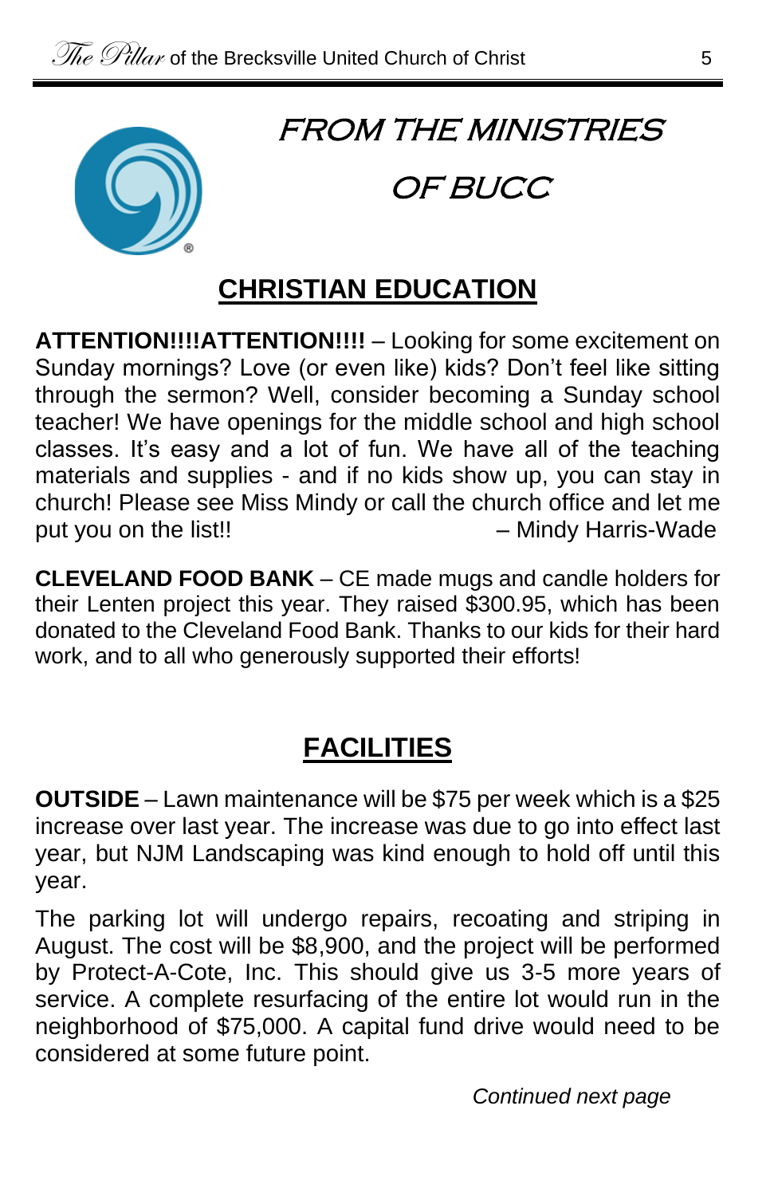# FROM THE MINISTRIES OF BUCC

## CHRISTIAN EDUCATION

**ATTENTION!!!!ATTENTION!!!!** – Looking for some excitement on Sunday mornings? Love (or even like) kids? Don't feel like sitting through the sermon? Well, consider becoming a Sunday school teacher! We have openings for the middle school and high school classes. It's easy and a lot of fun. We have all of the teaching materials and supplies - and if no kids show up, you can stay in church! Please see Miss Mindy or call the church office and let me put you on the list!! – Mindy Harris-Wade

**CLEVELAND FOOD BANK** – CE made mugs and candle holders for their Lenten project this year. They raised $300.95, which has been donated to the Cleveland Food Bank. Thanks to our kids for their hard work, and to all who generously supported their efforts!

## FACILITIES

**OUTSIDE** – Lawn maintenance will be $75 per week which is a $25 increase over last year. The increase was due to go into effect last year, but NJM Landscaping was kind enough to hold off until this year.

The parking lot will undergo repairs, recoating and striping in August. The cost will be $8,900, and the project will be performed by Protect-A-Cote, Inc. This should give us 3-5 more years of service. A complete resurfacing of the entire lot would run in the neighborhood of $75,000. A capital fund drive would need to be considered at some future point.

*Continued next page*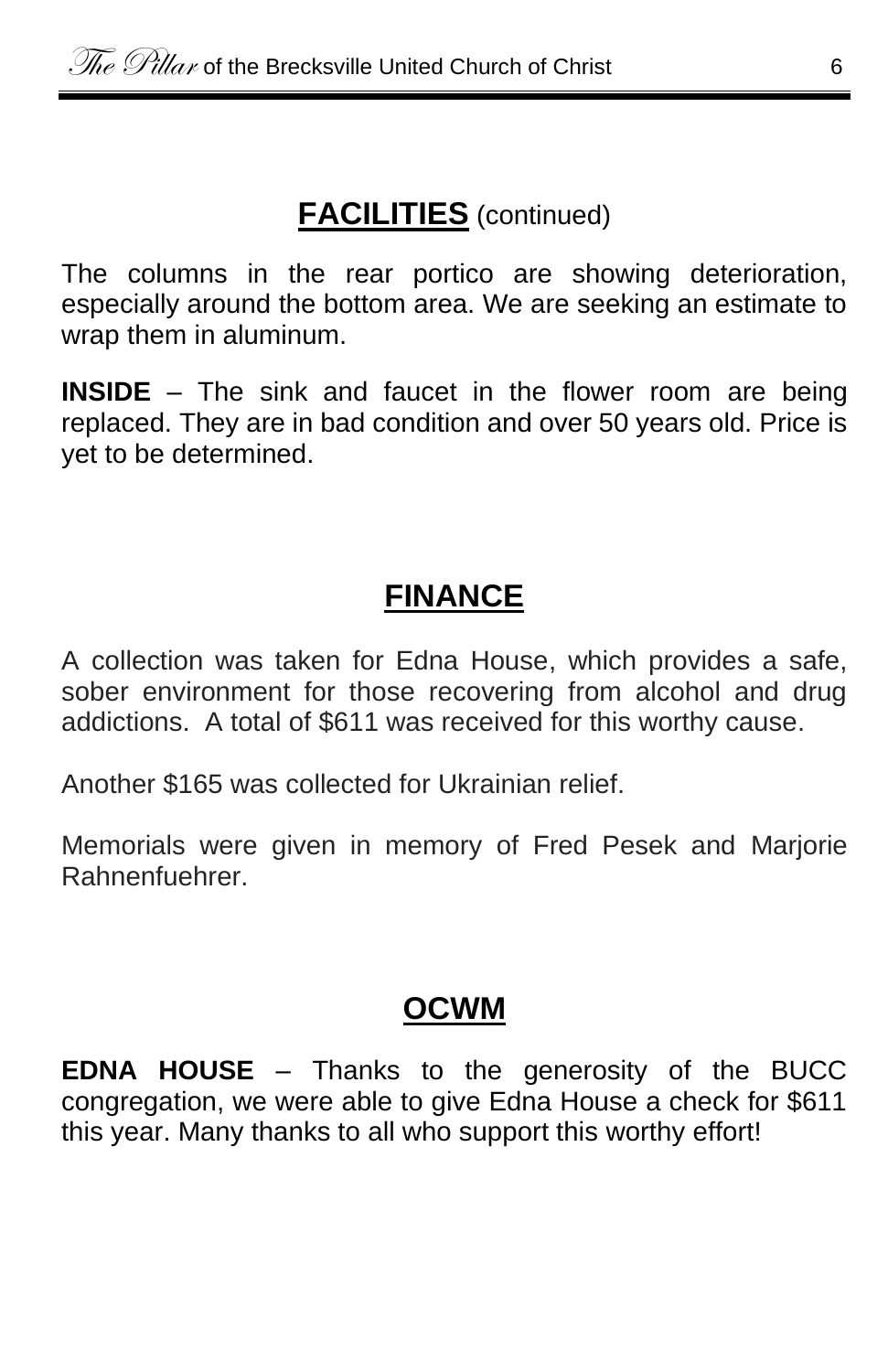## FACILITIES (continued)

The columns in the rear portico are showing deterioration, especially around the bottom area. We are seeking an estimate to wrap them in aluminum.

**INSIDE** – The sink and faucet in the flower room are being replaced. They are in bad condition and over 50 years old. Price is yet to be determined.

## FINANCE

A collection was taken for Edna House, which provides a safe, sober environment for those recovering from alcohol and drug addictions. A total of $611 was received for this worthy cause.

Another $165 was collected for Ukrainian relief.

Memorials were given in memory of Fred Pesek and Marjorie Rahnenfuehrer.

## OCWM

**EDNA HOUSE** – Thanks to the generosity of the BUCC congregation, we were able to give Edna House a check for $611 this year. Many thanks to all who support this worthy effort!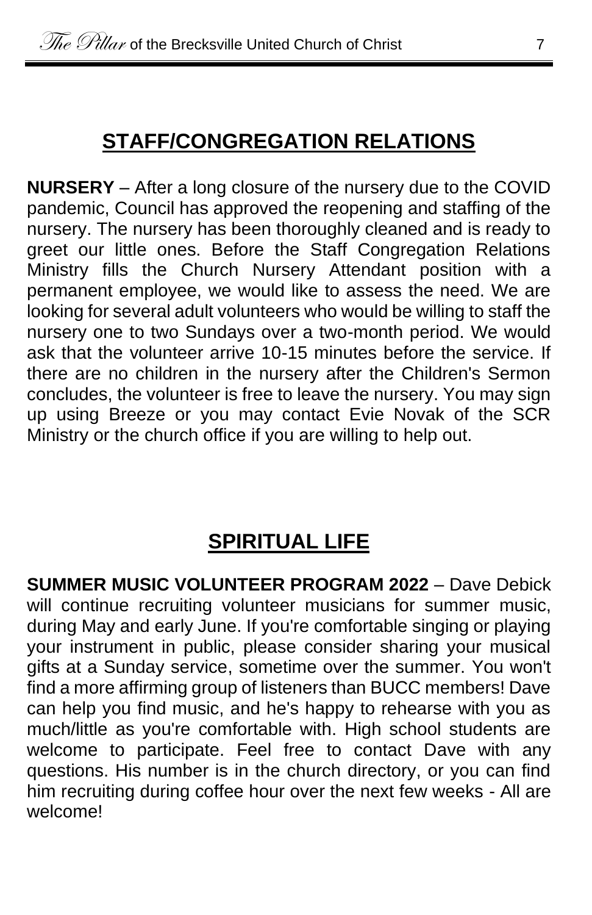## STAFF/CONGREGATION RELATIONS

**NURSERY** – After a long closure of the nursery due to the COVID pandemic, Council has approved the reopening and staffing of the nursery. The nursery has been thoroughly cleaned and is ready to greet our little ones. Before the Staff Congregation Relations Ministry fills the Church Nursery Attendant position with a permanent employee, we would like to assess the need. We are looking for several adult volunteers who would be willing to staff the nursery one to two Sundays over a two-month period. We would ask that the volunteer arrive 10-15 minutes before the service. If there are no children in the nursery after the Children's Sermon concludes, the volunteer is free to leave the nursery. You may sign up using Breeze or you may contact Evie Novak of the SCR Ministry or the church office if you are willing to help out.

## SPIRITUAL LIFE

**SUMMER MUSIC VOLUNTEER PROGRAM 2022** – Dave Debick will continue recruiting volunteer musicians for summer music, during May and early June. If you're comfortable singing or playing your instrument in public, please consider sharing your musical gifts at a Sunday service, sometime over the summer. You won't find a more affirming group of listeners than BUCC members! Dave can help you find music, and he's happy to rehearse with you as much/little as you're comfortable with. High school students are welcome to participate. Feel free to contact Dave with any questions. His number is in the church directory, or you can find him recruiting during coffee hour over the next few weeks - All are welcome!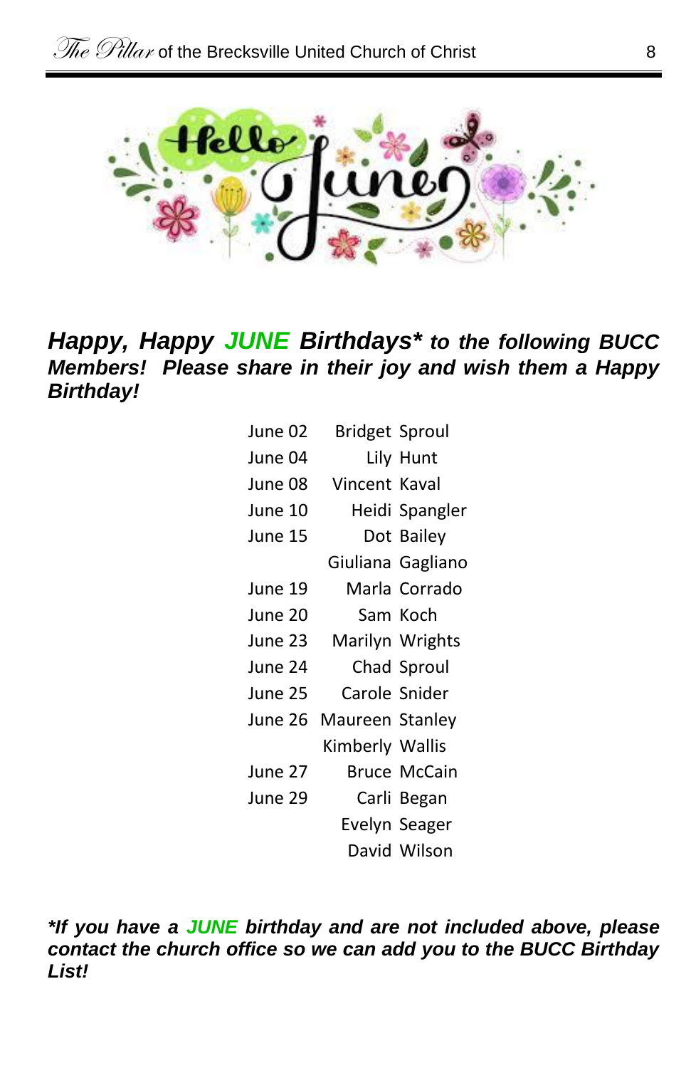***Happy, Happy JUNE Birthdays\* to the following BUCC Members! Please share in their joy and wish them a Happy Birthday!***

| | |
|---|---|
| June 02 | Bridget Sproul |
| June 04 | Lily Hunt |
| June 08 | Vincent Kaval |
| June 10 | Heidi Spangler |
| June 15 | Dot Bailey |
| | Giuliana Gagliano |
| June 19 | Marla Corrado |
| June 20 | Sam Koch |
| June 23 | Marilyn Wrights |
| June 24 | Chad Sproul |
| June 25 | Carole Snider |
| June 26 | Maureen Stanley |
| | Kimberly Wallis |
| June 27 | Bruce McCain |
| June 29 | Carli Began |
| | Evelyn Seager |
| | David Wilson |

***\*If you have a JUNE birthday and are not included above, please contact the church office so we can add you to the BUCC Birthday List!***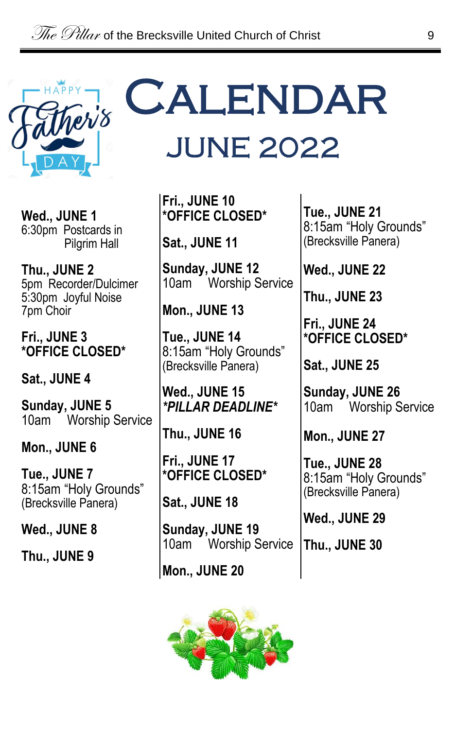# CALENDAR

## JUNE 2022

**Wed., JUNE 1**
6:30pm Postcards in Pilgrim Hall

**Thu., JUNE 2**
5pm Recorder/Dulcimer
5:30pm Joyful Noise
7pm Choir

**Fri., JUNE 3**
***OFFICE CLOSED***

**Sat., JUNE 4**

**Sunday, JUNE 5**
10am Worship Service

**Mon., JUNE 6**

**Tue., JUNE 7**
8:15am "Holy Grounds" (Brecksville Panera)

**Wed., JUNE 8**

**Thu., JUNE 9**

**Fri., JUNE 10**
***OFFICE CLOSED***

**Sat., JUNE 11**

**Sunday, JUNE 12**
10am Worship Service

**Mon., JUNE 13**

**Tue., JUNE 14**
8:15am "Holy Grounds" (Brecksville Panera)

**Wed., JUNE 15**
***PILLAR DEADLINE***

**Thu., JUNE 16**

**Fri., JUNE 17**
***OFFICE CLOSED***

**Sat., JUNE 18**

**Sunday, JUNE 19**
10am Worship Service

**Mon., JUNE 20**

**Tue., JUNE 21**
8:15am "Holy Grounds" (Brecksville Panera)

**Wed., JUNE 22**

**Thu., JUNE 23**

**Fri., JUNE 24**
***OFFICE CLOSED***

**Sat., JUNE 25**

**Sunday, JUNE 26**
10am Worship Service

**Mon., JUNE 27**

**Tue., JUNE 28**
8:15am "Holy Grounds" (Brecksville Panera)

**Wed., JUNE 29**

**Thu., JUNE 30**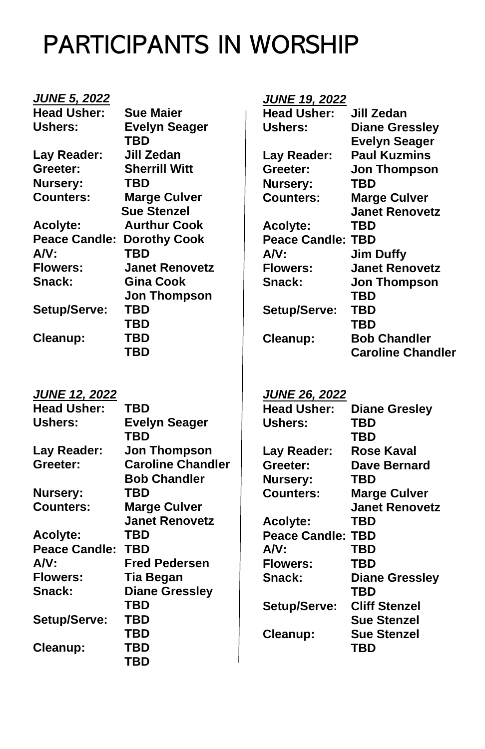# PARTICIPANTS IN WORSHIP

***JUNE 5, 2022***

**Head Usher:** Sue Maier
**Ushers:** Evelyn Seager
TBD
**Lay Reader:** Jill Zedan
**Greeter:** Sherrill Witt
**Nursery:** TBD
**Counters:** Marge Culver
Sue Stenzel
**Acolyte:** Aurthur Cook
**Peace Candle:** Dorothy Cook
**A/V:** TBD
**Flowers:** Janet Renovetz
**Snack:** Gina Cook
Jon Thompson
**Setup/Serve:** TBD
TBD
**Cleanup:** TBD
TBD

***JUNE 12, 2022***

**Head Usher:** TBD
**Ushers:** Evelyn Seager
TBD
**Lay Reader:** Jon Thompson
**Greeter:** Caroline Chandler
Bob Chandler
**Nursery:** TBD
**Counters:** Marge Culver
Janet Renovetz
**Acolyte:** TBD
**Peace Candle:** TBD
**A/V:** Fred Pedersen
**Flowers:** Tia Began
**Snack:** Diane Gressley
TBD
**Setup/Serve:** TBD
TBD
**Cleanup:** TBD
TBD

***JUNE 19, 2022***

**Head Usher:** Jill Zedan
**Ushers:** Diane Gressley
Evelyn Seager
**Lay Reader:** Paul Kuzmins
**Greeter:** Jon Thompson
**Nursery:** TBD
**Counters:** Marge Culver
Janet Renovetz
**Acolyte:** TBD
**Peace Candle:** TBD
**A/V:** Jim Duffy
**Flowers:** Janet Renovetz
**Snack:** Jon Thompson
TBD
**Setup/Serve:** TBD
TBD
**Cleanup:** Bob Chandler
Caroline Chandler

***JUNE 26, 2022***

**Head Usher:** Diane Gresley
**Ushers:** TBD
TBD
**Lay Reader:** Rose Kaval
**Greeter:** Dave Bernard
**Nursery:** TBD
**Counters:** Marge Culver
Janet Renovetz
**Acolyte:** TBD
**Peace Candle:** TBD
**A/V:** TBD
**Flowers:** TBD
**Snack:** Diane Gressley
TBD
**Setup/Serve:** Cliff Stenzel
Sue Stenzel
**Cleanup:** Sue Stenzel
TBD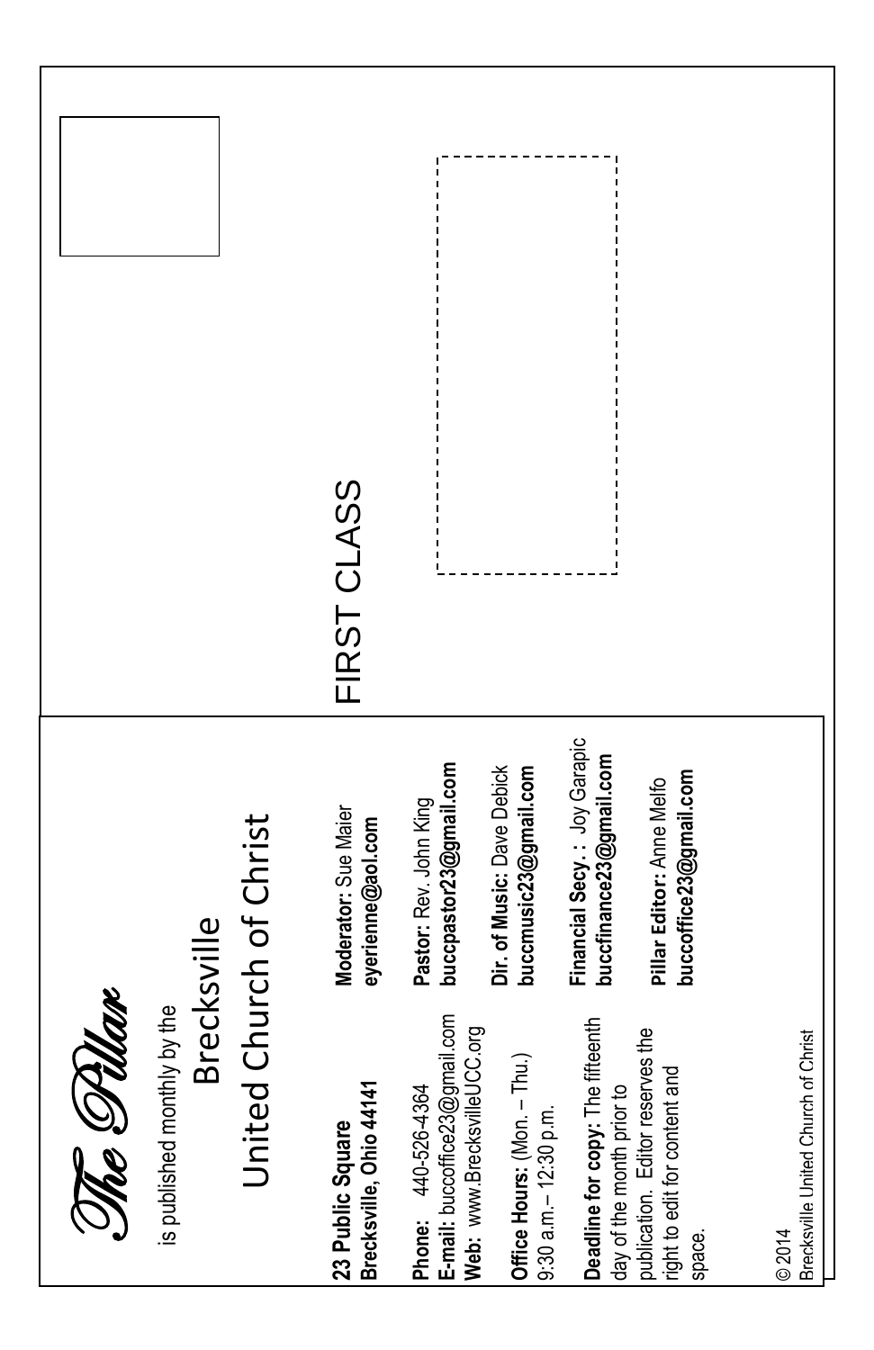# The Pillar

is published monthly by the

## Brecksville United Church of Christ

**23 Public Square**
**Brecksville, Ohio 44141**

**Phone:** 440-526-4364
**E-mail:** buccoffice23@gmail.com
**Web:** www.BrecksvilleUCC.org

**Office Hours:** (Mon. – Thu.)
9:30 a.m.– 12:30 p.m.

**Deadline for copy:** The fifteenth day of the month prior to publication. Editor reserves the right to edit for content and space.

**Moderator:** Sue Maier
**eyerienne@aol.com**

**Pastor:** Rev. John King
**buccpastor23@gmail.com**

**Dir. of Music:** Dave Debick
**buccmusic23@gmail.com**

**Financial Secy.:** Joy Garapic
**buccfinance23@gmail.com**

**Pillar Editor:** Anne Melfo
**buccoffice23@gmail.com**

© 2014
Brecksville United Church of Christ

FIRST CLASS